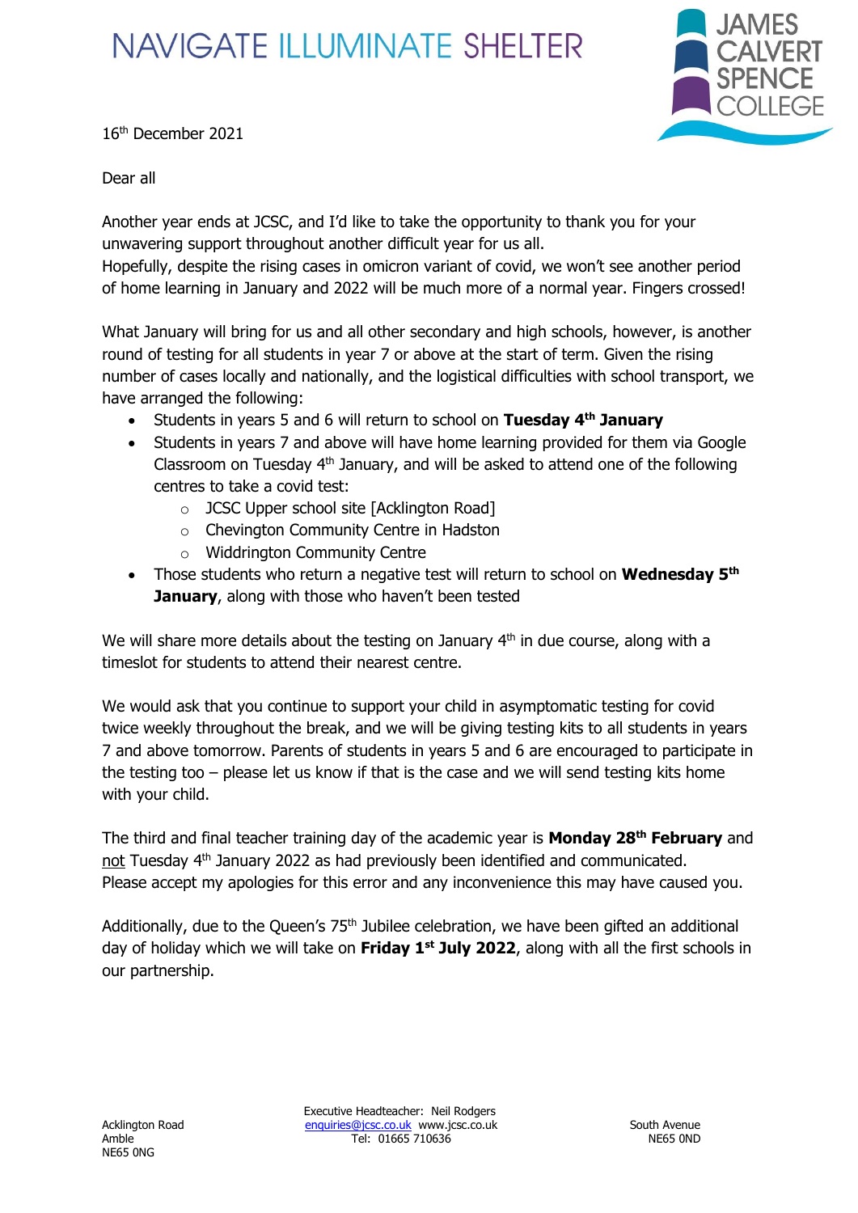NAVIGATE ILLUMINATE SHELTER

JAMES CALVERT SPENCE COLLEGE

16th December 2021

Dear all

Another year ends at JCSC, and I'd like to take the opportunity to thank you for your unwavering support throughout another difficult year for us all.
Hopefully, despite the rising cases in omicron variant of covid, we won't see another period of home learning in January and 2022 will be much more of a normal year. Fingers crossed!

What January will bring for us and all other secondary and high schools, however, is another round of testing for all students in year 7 or above at the start of term. Given the rising number of cases locally and nationally, and the logistical difficulties with school transport, we have arranged the following:

- Students in years 5 and 6 will return to school on **Tuesday 4th January**
- Students in years 7 and above will have home learning provided for them via Google Classroom on Tuesday 4th January, and will be asked to attend one of the following centres to take a covid test:
    - JCSC Upper school site [Acklington Road]
    - Chevington Community Centre in Hadston
    - Widdrington Community Centre
- Those students who return a negative test will return to school on **Wednesday 5th January**, along with those who haven't been tested

We will share more details about the testing on January 4th in due course, along with a timeslot for students to attend their nearest centre.

We would ask that you continue to support your child in asymptomatic testing for covid twice weekly throughout the break, and we will be giving testing kits to all students in years 7 and above tomorrow. Parents of students in years 5 and 6 are encouraged to participate in the testing too – please let us know if that is the case and we will send testing kits home with your child.

The third and final teacher training day of the academic year is **Monday 28th February** and not Tuesday 4th January 2022 as had previously been identified and communicated. Please accept my apologies for this error and any inconvenience this may have caused you.

Additionally, due to the Queen's 75th Jubilee celebration, we have been gifted an additional day of holiday which we will take on **Friday 1st July 2022**, along with all the first schools in our partnership.

Acklington Road
Amble
NE65 0NG

Executive Headteacher: Neil Rodgers
enquiries@jcsc.co.uk www.jcsc.co.uk
Tel: 01665 710636

South Avenue
NE65 0ND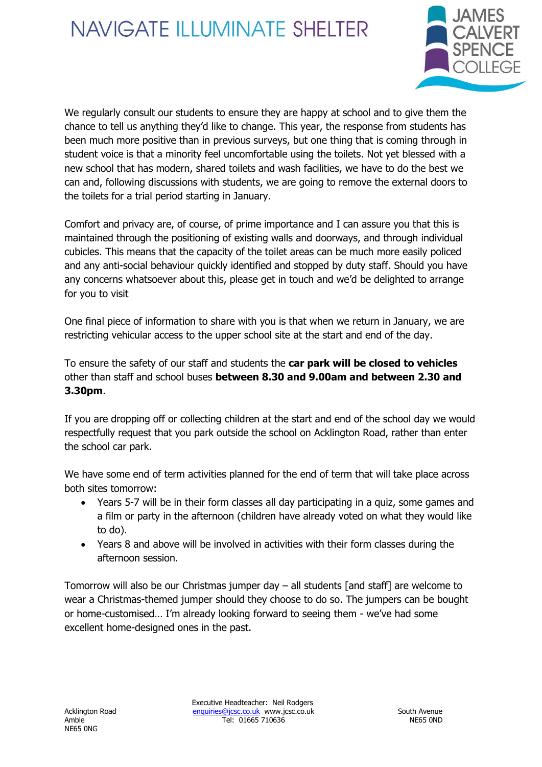We regularly consult our students to ensure they are happy at school and to give them the chance to tell us anything they'd like to change. This year, the response from students has been much more positive than in previous surveys, but one thing that is coming through in student voice is that a minority feel uncomfortable using the toilets. Not yet blessed with a new school that has modern, shared toilets and wash facilities, we have to do the best we can and, following discussions with students, we are going to remove the external doors to the toilets for a trial period starting in January.

Comfort and privacy are, of course, of prime importance and I can assure you that this is maintained through the positioning of existing walls and doorways, and through individual cubicles. This means that the capacity of the toilet areas can be much more easily policed and any anti-social behaviour quickly identified and stopped by duty staff. Should you have any concerns whatsoever about this, please get in touch and we'd be delighted to arrange for you to visit

One final piece of information to share with you is that when we return in January, we are restricting vehicular access to the upper school site at the start and end of the day.

To ensure the safety of our staff and students the **car park will be closed to vehicles** other than staff and school buses **between 8.30 and 9.00am and between 2.30 and 3.30pm**.

If you are dropping off or collecting children at the start and end of the school day we would respectfully request that you park outside the school on Acklington Road, rather than enter the school car park.

We have some end of term activities planned for the end of term that will take place across both sites tomorrow:

- Years 5-7 will be in their form classes all day participating in a quiz, some games and a film or party in the afternoon (children have already voted on what they would like to do).
- Years 8 and above will be involved in activities with their form classes during the afternoon session.

Tomorrow will also be our Christmas jumper day – all students [and staff] are welcome to wear a Christmas-themed jumper should they choose to do so. The jumpers can be bought or home-customised… I'm already looking forward to seeing them - we've had some excellent home-designed ones in the past.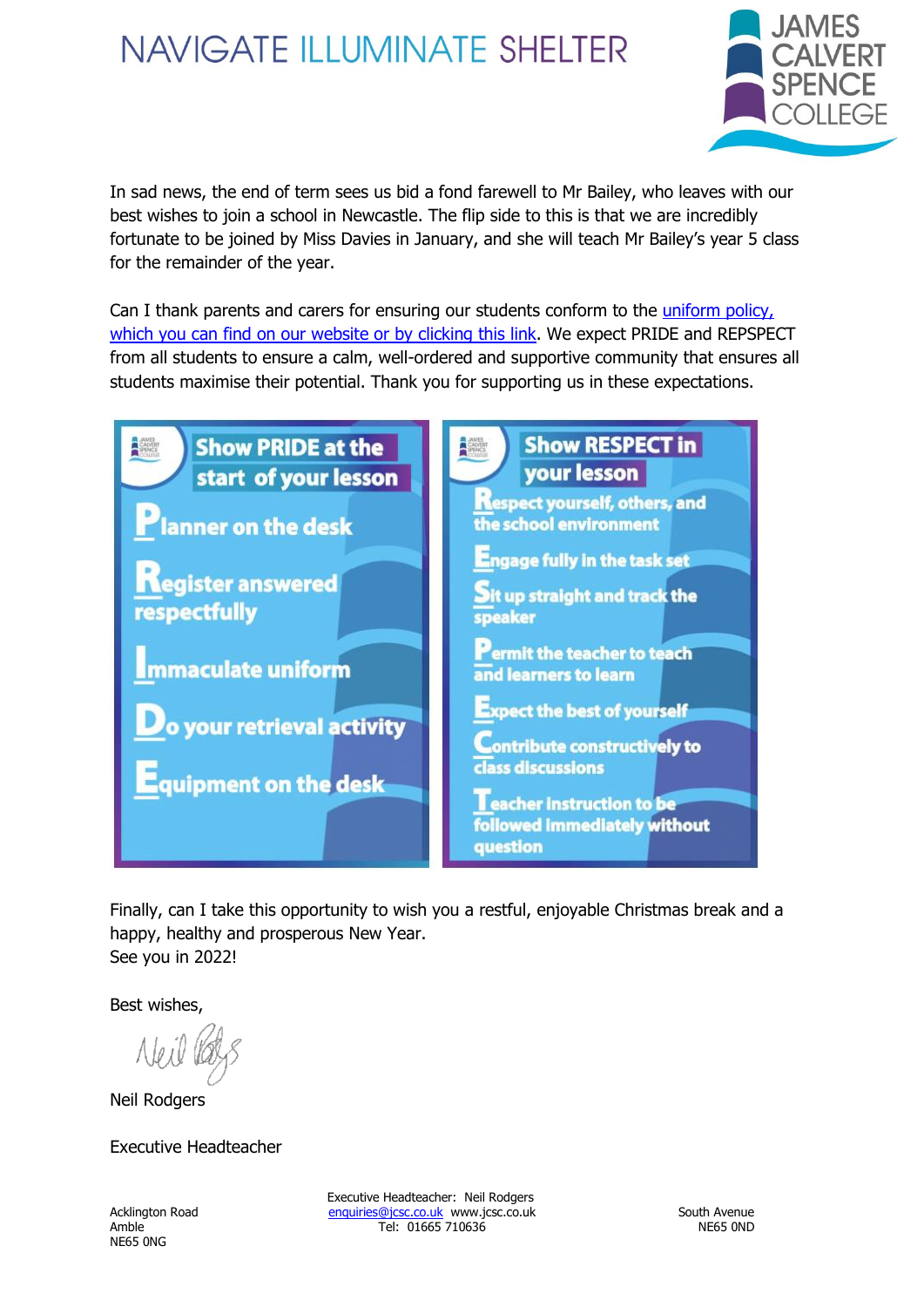NAVIGATE ILLUMINATE SHELTER

In sad news, the end of term sees us bid a fond farewell to Mr Bailey, who leaves with our best wishes to join a school in Newcastle. The flip side to this is that we are incredibly fortunate to be joined by Miss Davies in January, and she will teach Mr Bailey's year 5 class for the remainder of the year.

Can I thank parents and carers for ensuring our students conform to the uniform policy, which you can find on our website or by clicking this link. We expect PRIDE and REPSPECT from all students to ensure a calm, well-ordered and supportive community that ensures all students maximise their potential. Thank you for supporting us in these expectations.

**Show PRIDE at the start of your lesson**

- **P**lanner on the desk
- **R**egister answered respectfully
- **I**mmaculate uniform
- **D**o your retrieval activity
- **E**quipment on the desk

**Show RESPECT in your lesson**

- **R**espect yourself, others, and the school environment
- **E**ngage fully in the task set
- **S**it up straight and track the speaker
- **P**ermit the teacher to teach and learners to learn
- **E**xpect the best of yourself
- **C**ontribute constructively to class discussions
- **T**eacher instruction to be followed immediately without question

Finally, can I take this opportunity to wish you a restful, enjoyable Christmas break and a happy, healthy and prosperous New Year.
See you in 2022!

Best wishes,

Neil Rodgers

Executive Headteacher

Acklington Road
Amble
NE65 0NG

Executive Headteacher: Neil Rodgers
enquiries@jcsc.co.uk www.jcsc.co.uk
Tel: 01665 710636

South Avenue
NE65 0ND